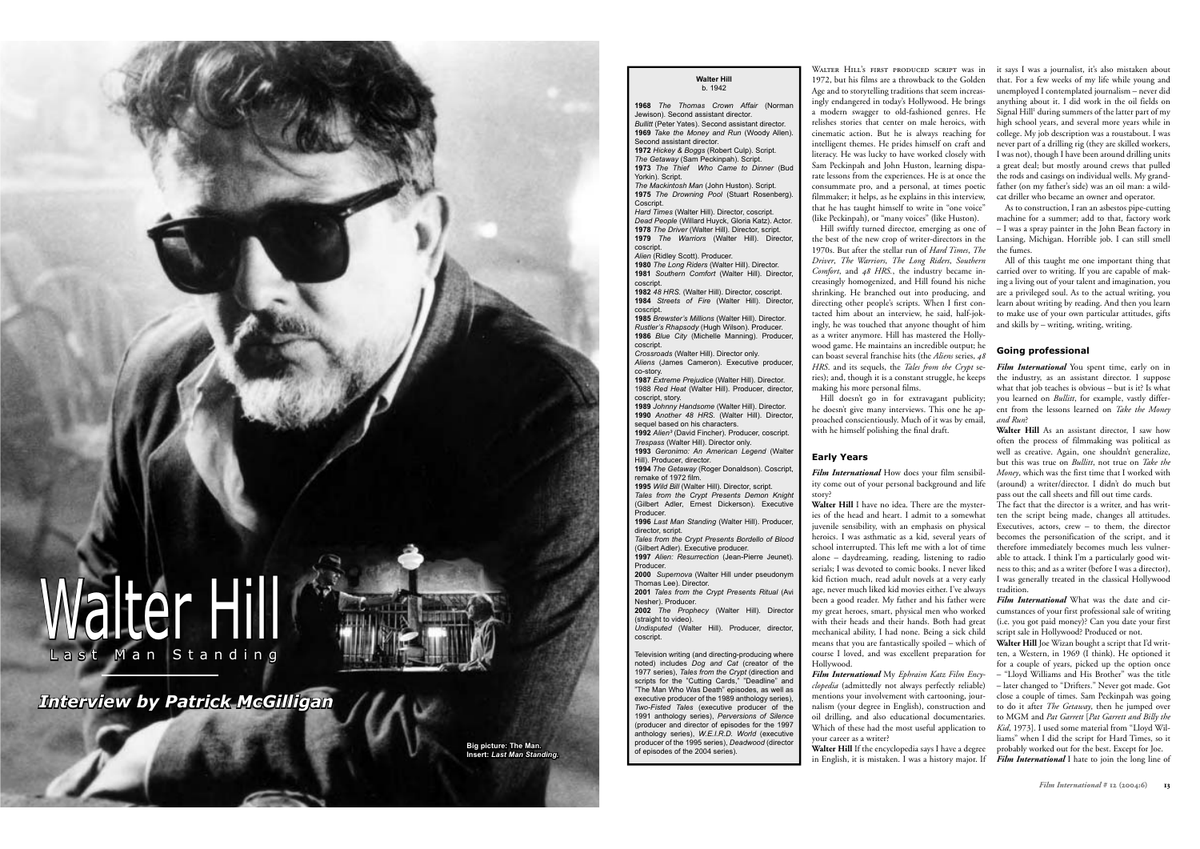# **Walter Hill** Last Man Standing

**Interview by Patrick McGilligan** 

Big picture: The Man **Insert: Last Man Standing** 

#### **Walter Hill**  $h. 1942$

1968 The Thomas Crown Affair (Normal lewison) Second assistant director **Rullitt (Deter Vates)** Second assistant director 1969 Take the Money and Run (Woody Allen). Second assistant director. 1972 Hickey & Boggs (Robert Culp). Script. The Getaway (Sam Peckinpah). Script. 1973 The Thief Who Came to Dinner (Bud **Yorkin**) Script The Mackintosh Man (John Huston), Script 1975 The Drowning Pool (Stuart Rosenberg)

Coscript. Hard Times (Walter Hill). Director. coscript Dead People (Willard Huyck, Gloria Katz), Actor 1978 The Driver (Walter Hill). Director. script. 1979 The Warriors (Walter Hill). Director coscript

Alien (Ridley Scott). Producer 1980 The Long Riders (Walter Hill). Director

1981 Southern Comfort (Walter Hill). Director coscript 1982 48 HRS. (Walter Hill). Director. coscript **1984** Streets of Fire (Walter Hill). Director

coscript **1985 Brewster's Millions (Walter Hill) Director** 

Rustler's Rhapsody (Hugh Wilson). Producer. 1986 Blue City (Michelle Manning) Producer concrint Crossroads (Walter Hill). Director only.

Aliens (James Cameron). Executive producer co-story.

1987 Extreme Prejudice (Walter Hill) Director 1988 Red Heat (Walter Hill). Producer director coscript story

1989 Johnny Handsome (Walter Hill). Director 1990 Another 48 HRS. (Walter Hill). Director sequel based on his characters.

1992 Alien<sup>3</sup> (David Fincher). Producer, coscript. Trespass (Walter Hill) Director only

1993 Geronimo: An American Legend (Walter Hill) Producer director

1994 The Getaway (Roger Donaldson), Coscript **1994** The October 1994

1995 Wild Bill (Walter Hill), Director, script. Tales from the Crypt Presents Demon Knight (Gilbert Adler, Ernest Dickerson), Executive Producer.

1996 Last Man Standing (Walter Hill), Producer director script

Tales from the Crypt Presents Bordello of Blood (Gilbert Adler). Executive producer 1997 Alien: Resurrection (Jean-Pierre Jeunet).

**Droducer** 2000 Supernova (Walter Hill under pseudonym Thomas Lee). Director.

**2001** Tales from the Crypt Presents Ritual (Avi Nocher) Producer

2002 The Prophecy (Walter Hill). Director (straight to video) Undisputed (Walter Hill). Producer. director.

coscript

Television writing (and directing-producing where noted) includes Dog and Cat (creator of the 1977 series). Tales from the Crypt (direction and scripts for the "Cutting Cards," "Deadline" and "The Man Who Was Death" episodes, as well as executive producer of the 1989 anthology series) *Two-Fisted Tales* (executive producer of the 1991 anthology series). Perversions of Silence (producer and director of enisodes for the 1997) anthology series), W.E.I.R.D. World (executive producer of the 1995 series). Deadwood (director of enjoydes of the 2004 series)

WAITER HILL'S FIRST PRODUCED SCRIPT WAS IN 1972, but his films are a throwback to the Golden Age and to storytelling traditions that seem increasingly endangered in today's Hollywood. He brings a modern swagger to old-fashioned genres. He relishes stories that center on male heroics, with cinematic action. But he is always reaching for intelligent themes. He prides himself on craft and literacy. He was lucky to have worked closely with Sam Peckinnah and John Huston Jearning disnarate lessons from the experiences. He is at once the consummate pro, and a personal, at times poetic filmmaker: it helps, as he explains in this interview. that he has taught himself to write in "one voice" (like Peckinnah), or "many voices" (like Huston). Hill swiftly turned director, emerging as one of the best of the new crop of writer-directors in the

1970s. But after the stellar run of *Hard Times. The* Driver, The Warriors, The Long Riders, Southern Comfort, and 48 HRS., the industry became increasingly homogenized, and Hill found his niche shrinking He branched out into producing and directing other people's scripts. When I first contacted him about an interview, he said, half-jokingly, he was touched that anyone thought of him as a writer anymore. Hill has mastered the Hollywood game. He maintains an incredible output: he can boast several franchise hits (the Aliens series, 48 HRS. and its sequels, the Tales from the Crypt series): and, though it is a constant struggle, he keeps making his more personal films

Hill doesn't go in for extravagant publicity; he doesn't give many interviews. This one he approached conscientiously. Much of it was by email. with he himself polishing the final draft.

## **Early Years**

Film International How does your film sensibility come out of your personal background and life  $error<sup>2</sup>$ 

Walter Hill I have no idea. There are the mysteries of the head and heart. I admit to a somewhat iuvenile sensibility, with an emphasis on physical heroics. I was asthmatic as a kid, several years of school interrupted. This left me with a lot of time alone - davdreaming, reading, listening to radio serials: I was devoted to comic books. I never liked kid fiction much, read adult novels at a very early age, never much liked kid movies either. I've always been a good reader. My father and his father were my great heroes, smart, physical men who worked with their heads and their hands. Both had great mechanical ability. I had none. Being a sick child means that you are fantastically spoiled – which of course I loved, and was excellent preparation for Hollywood

Film International My Ephraim Katz Film Encyclopedia (admittedly not always perfectly reliable) mentions your involvement with cartooning, journalism (vour degree in English), construction and oil drilling, and also educational documentaries. Which of these had the most useful application to vour career as a writer?

Walter Hill If the encyclopedia says I have a degree in English, it is mistaken. I was a history major. If Film International I hate to join the long line of

it says I was a journalist, it's also mistaken about that. For a few weeks of my life while young and unemploved I contemplated journalism - never did anything about it. I did work in the oil fields on Signal Hill<sup>1</sup> during summers of the latter part of my high school years, and several more years while in college. My job description was a roustabout. I was never part of a drilling rig (they are skilled workers) I was not), though I have been around drilling units a great deal: but mostly around crews that pulled the rods and casings on individual wells. My grandfather (on my father's side) was an oil man: a wildcat driller who became an owner and operator.

As to construction. I ran an asbestos pipe-cutting machine for a summer: add to that, factory work - I was a spray painter in the John Bean factory in Lansing, Michigan. Horrible job. I can still smell the fumes

All of this taught me one important thing that carried over to writing. If you are capable of making a living out of your talent and imagination, you are a privileged soul. As to the actual writing, you learn about writing by reading. And then you learn to make use of your own particular attitudes, gifts and skills  $bv - writine$ , writing, writing.

# **Going professional**

Film International You spent time, early on in the industry, as an assistant director. I suppose what that  $iob$  teaches is obvious  $=$  but is it? Is what you learned on *Bullitt*, for example, vastly different from the lessons learned on Take the Money and Run

Walter Hill As an assistant director. I saw how often the process of filmmaking was political as well as creative. Again, one shouldn't generalize but this was true on *Bullitt* not true on *Take the* Maney which was the first time that I worked with (around) a writer/director I didn't do much but pass out the call sheets and fill out time cards

The fact that the director is a writer, and has written the script being made, changes all attitudes Executives,  $\alpha$  actors,  $\alpha$  crew - to them, the director becomes the personification of the script, and it therefore immediately becomes much less vulnerable to attack. I think I'm a particularly good witness to this: and as a writer (before I was a director) I was generally treated in the classical Hollywood tradition

Film International What was the date and circumstances of your first professional sale of writing (i.e. you got paid money)? Can you date your first script sale in Hollywood? Produced or not.

Walter Hill Joe Wizan bought a script that I'd write ten. a Western. in 1969 (Lthink). He optioned it for a couple of years, picked up the option once - "Lloyd Williams and His Brother" was the title - later changed to "Drifters." Never got made. Got close a couple of times. Sam Peckinpah was going to do it after *The Getaway*, then he jumped over to MGM and Pat Garrett [Pat Garrett and Billy the Kid. 1973]. I used some material from "Lloyd Williams" when I did the script for Hard Times, so it probably worked out for the best. Except for Joe.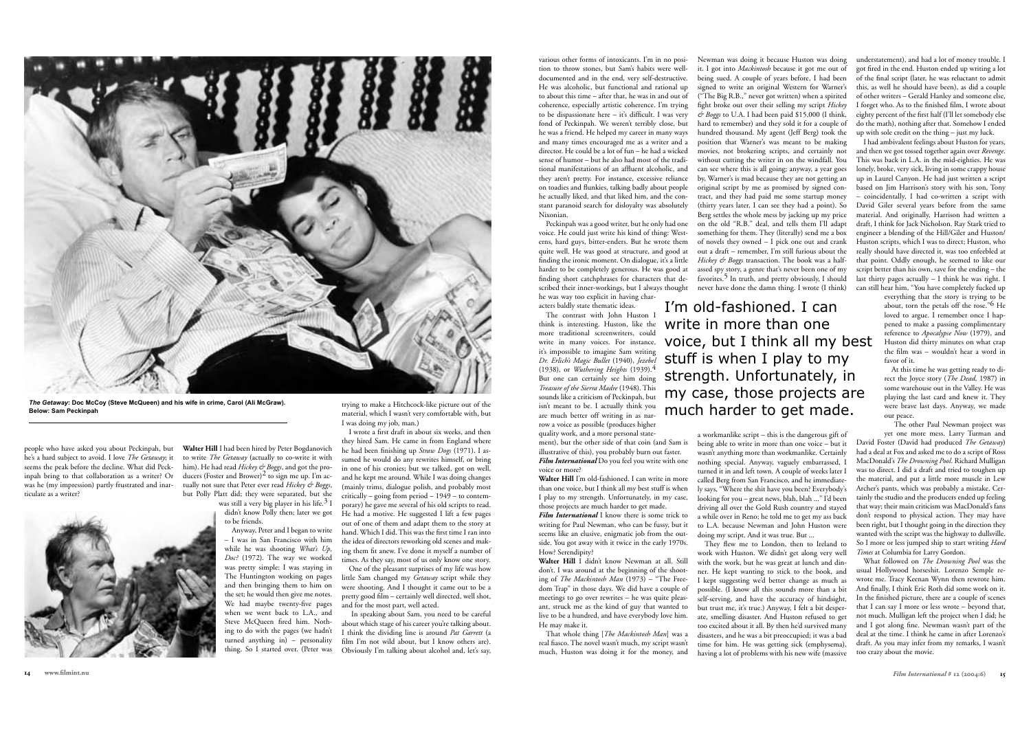

The Getaway: Doc McCoy (Steve McQueen) and his wife in crime, Carol (Ali McGraw). **Below: Sam Peckinpal** 

seems the peak before the decline. What did Peckand a common and a common



people who have asked you about Peckinpah, but Walter Hill I had been hired by Peter Bogdanovich he's a hard subject to avoid. I love *The Getaway*: it to write *The Getaway* (actually to co-write it with him). He had read *Hickey & Boggs*, and got the proinpah bring to that collaboration as a writer? Or ducers (Foster and Brower)<sup>2</sup> to sign me up. I'm acwas he (my impression) partly frustrated and inar-<br>was he (my impression) partly frustrated and inar-<br>ully not sure that Peter ever read Hickey ex Boggs but Polly Platt did: they were separated, but she was still a very big player in his life.<sup>3</sup> I

Anyway, Peter and I began to write

 $-$  I was in San Francisco with him

We had maybe twenty-five pages

when we went back to I.A. and

Steve McQueen fired him Noth-

ing to do with the pages (we hadn't

turned anything in) – personality

thing. So I started over (Peter was

trying to make a Hitchcock-like picture out of the material, which I wasn't very comfortable with, but I was doing my job, man.)

I wrote a first draft in about six weeks, and then they hired Sam. He came in from England where he had been finishing up Straw Dogs (1971). I assumed he would do any rewrites himself, or bring in one of his cronies; but we talked, got on well, and he kent me around While I was doing changes (mainly trims, dialogue polish, and probably most  $\text{critically} = \text{point from period} = 1949 = \text{to content}$ porary) he gave me several of his old scripts to read. He had a motive. He suggested I lift a few pages out of one of them and adapt them to the story at hand. Which I did. This was the first time I ran into the idea of directors reworking old scenes and making them fit anew. I've done it myself a number of times. As they say, most of us only know one story. One of the pleasant surprises of my life was how little Sam changed my *Getaway* script while they were shooting. And I thought it came out to be a pretty good film - certainly well directed well shot and for the most part, well acted

In speaking about Sam, you need to be careful about which stage of his career you're talking about. I think the dividing line is around Pat Garrett (a film I'm not wild about, but I know others are). Obviously I'm talking about alcohol and, let's say, various other forms of intoxicants. I'm in no position to throw stones, but Sam's habits were welldocumented and in the end, very self-destructive. He was alcoholic, but functional and rational up to about this time – after that he was in and out of coherence, especially artistic coherence. I'm trying to be dispassionate here  $=$  it's difficult I was very fond of Peckinpah. We weren't terribly close, but he was a friend. He helped my career in many ways and many times encouraged me as a writer and a director. He could be a lot of fun  $=$  be had a wicked sense of bumor – but he also had most of the traditional manifestations of an affluent alcoholic and they aren't pretty. For instance, excessive reliance on toadies and flunkies, talking badly about people he actually liked, and that liked him, and the constant paranoid search for dislovalty was absolutely Nixonian

Peckinpah was a good writer, but he only had one voice. He could just write his kind of thing: Westerns, hard guys, bitter-enders. But he wrote them quite well. He was good at structure, and good at finding the ironic moment. On dialogue, it's a little harder to be completely generous. He was good at finding short catchphrases for characters that described their inner-workings, but I always thought he was way too explicit in having char-

acters baldly state thematic ideas. The contrast with John Huston I think is interesting. Huston, like the more traditional screenwriters, could it's impossible to imagine Sam writing Dr. Erlich's Magic Bullet (1940), Jezebel (1938), or Wuthering Heights (1939). Treasure of the Sierra Madre (1948) This sounds like a criticism of Peckinnah, but isn't meant to be I actually think you are much better off writing in as narrow a voice as possible (produces higher quality work, and a more personal state-

ment), but the other side of that coin (and Sam is illustrative of this), you probably burn out faster. **Film International** Do you feel you write with one voice or more?

Walter Hill I'm old-fashioned. I can write in more than one voice, but I think all my best stuff is when I play to my strength. Unfortunately, in my case, those projects are much harder to get made.

Film International I know there is some trick to writing for Paul Newman, who can be fussy but it seems like an elusive enjomatic job from the outside. You got away with it twice in the early 1970s. How' Serendinity'

Walter Hill I didn't know Newman at all. Still don't. I was around at the beginning of the shooting of *The Mackintosh Man*  $(1973)$  – "The Freedom Trap" in those days. We did have a couple of meetings to go over rewrites - he was quite pleasant, struck me as the kind of guy that wanted to live to be a hundred, and have everybody love him. He may make it.

That whole thing [The Mackintosh Man] was a real fiasco. The novel wasn't much, my script wasn't much, Huston was doing it for the money, and

Newman was doing it because Huston was doing it. I got into *Mackintosh* because it got me out of being sued. A couple of vears before. I had been signed to write an original Western for Warner's ("The Big R.B.," never got written) when a spirited fight broke out over their selling my script *Hickey*  $\mathcal{E}$  Boggs to U.A. I had been paid \$15,000 (I think hard to remember) and they sold it for a couple of hundred thousand. My agent (leff Berg) took the position that Warner's was meant to be making movies, not brokering scripts, and certainly not without cutting the writer in on the windfall. You can see where this is all going: anyway, a year goes by. Warner's is mad because they are not getting an original script by me as promised by signed contract, and they had paid me some startup money (thirty years later, I can see they had a point). So Berg settles the whole mess by jacking up my price on the old "R.B." deal, and tells them I'll adapt something for them. They (literally) send me a box of novels they owned  $-1$  pick one out and crank out a draft – remember I'm still furious about the Hickey & Boggs transaction. The book was a halfassed spy story, a genre that's never been one of my favorites.<sup>5</sup> In truth, and pretty obviously, I should never have done the damn thing. I wrote (I think)

I'm old-fashioned. I can write in more than one write in many voices. For instance, VOICE, but I think all my best stuff is when I play to my (1938), or *Wuthering Heights* (1939).<sup>7</sup> **Strength.** Unfortunately. in my case, those projects are much harder to get made.

> a workmanlike script – this is the dangerous gift of being able to write in more than one voice – but it wasn't anything more than workmanlike Certainly nothing special. Anyway, vaguely embarrassed. turned it in and left town. A couple of weeks later I called Berg from San Francisco, and he immediate-Iv save "Where the shit have you been? Everybody's looking for you - great news, blah, blah ..." I'd been driving all over the Gold Rush country and stayed a while over in Reno; he told me to get my ass back to L.A. because Newman and John Huston were doing my script. And it was true. But ...

They flew me to London, then to Ireland to work with Huston. We didn't get along very well with the work, but he was great at lunch and dinner. He kept wanting to stick to the book, and I kept suggesting we'd better change as much as possible. (I know all this sounds more than a bit r<br>self-serving and have the accuracy of hindsight but trust me, it's true.) Anyway. I felt a bit desperate, smelling disaster. And Huston refused to get too excited about it all. By then he'd survived many disasters, and he was a bit preoccupied; it was a bad time for him. He was getting sick (emphysema). having a lot of problems with his new wife (massive too crazy about the movie.

understatement), and had a lot of money trouble. got fired in the end. Huston ended up writing a lot of the final script (later, he was reluctant to admit this, as well he should have been), as did a couple of other writers - Gerald Hanley and someone else. I forget who As to the finished film I wrote about eighty percent of the first half (I'll let somebody else do the math), nothing after that, Somehow I ended up with sole credit on the thing  $=$  just my luck

I had ambivalent feelings about Huston for vears and then we got tossed together again over Revenge This was back in L.A. in the mid-eighties. He was lonely, broke, very sick, living in some crappy house up in Laurel Canyon. He had just written a script based on Jim Harrison's story with his son. Tony - coincidentally. I had co-written a script with David Giler several years before from the same material And originally Harrison had written a draft. I think for Jack Nicholson. Ray Stark tried to engineer a blending of the Hill/Giler and Huston/ Huston scripts, which I was to direct: Huston, who really should have directed it, was too enfeebled a that point. Oddly enough, he seemed to like our script better than his own, save for the ending – the  $last$  thirty pages actually  $-1$  think he was right 1 can still hear him. "You have completely fucked up

> everything that the story is trying to be about, torn the petals off the rose."<sup>6</sup> He loved to argue. I remember once I happened to make a passing complimentary reference to Apocalypse Now (1979), and Huston did thirty minutes on what crap the film was – wouldn't hear a word in favor of it

At this time he was getting ready to direct the lovce story (The Dead, 1987) in some warehouse out in the Valley He was playing the last card and knew it. They were brave last days. Anyway we made our peace

The other Paul Newman project was vet one more mess. Larry Turman and

David Foster (David had produced *The Getaway* had a deal at Fox and asked me to do a script of Ross MacDonald's The Drowning Pool. Richard Mulligan was to direct. I did a draft and tried to toughen un the material, and put a little more muscle in Lew Archer's pants, which was probably a mistake. Certainly the studio and the producers ended up feeling that way; their main criticism was MacDonald's fans don't respond to physical action. They may have been right but I thought going in the direction they wanted with the script was the highway to dullsville So I more or less jumped ship to start writing Hara Times at Columbia for Larry Gordon

What followed on *The Drowning Pool* was the usual Hollywood horseshit. Lorenzo Semple rewrote me Tracy Keenan Wynn then rewrote him And finally. I think Eric Roth did some work on it In the finished picture, there are a couple of scenes that I can say I more or less wrote – beyond that not much. Mulligan left the project when I did: he and I got along fine. Newman wasn't part of the deal at the time. I think he came in after Lorenzo's draft. As you may infer from my remarks. I wasn't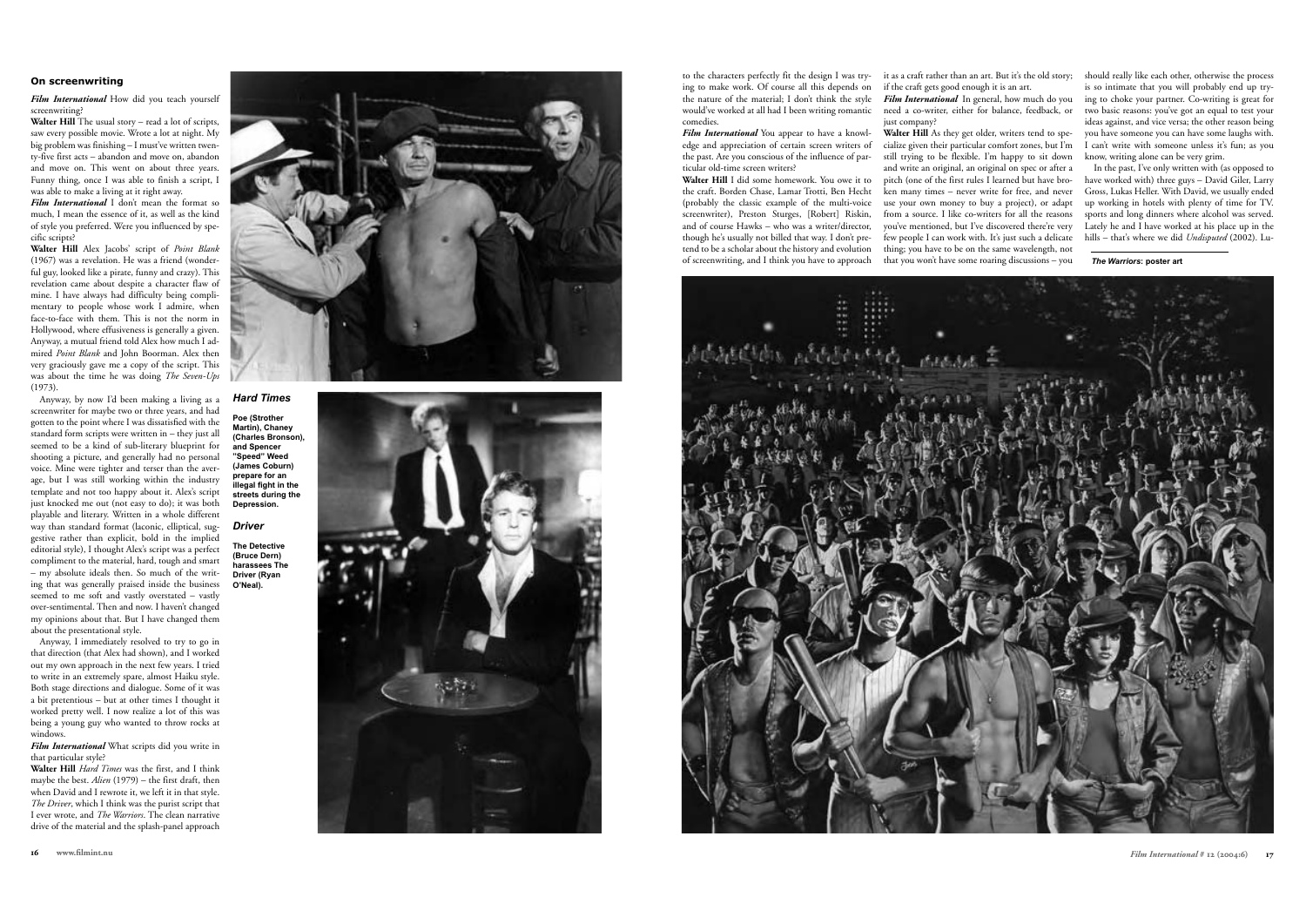## On screenwriting

Film International How did you teach yourself screenwriting?

Walter Hill The usual story - read a lot of scripts, saw every possible movie. Wrote a lot at night. My big problem was finishing - I must've written twen- $\frac{1}{5}$  tv-five first acts – abandon and move on, abandon and move on This went on about three years Funny thing once I was able to finish a script I was able to make a living at it right away.

Film International I don't mean the format so much. I mean the essence of it, as well as the kind of style you preferred. Were you influenced by specific scripts?

Walter Hill Alex Jacobs' script of Point Blank (1967) was a revelation. He was a friend (wonderful guy, looked like a pirate, funny and crazy). This revelation came about despite a character flaw of mine. I have always had difficulty being complimentary to people whose work I admire, when face-to-face with them. This is not the norm in Hollywood, where effusiveness is generally a given. Anyway, a mutual friend told Alex how much I admired *Point Blank* and John Boorman Alex then very graciously gave me a copy of the script. This was about the time he was doing The Seven-Uns  $(1973)$ 

Anyway, by now I'd been making a living as a screenwriter for maybe two or three years, and had gotten to the point where I was dissatisfied with the standard form scripts were written in - they just all seemed to be a kind of sub-literary blueprint for shooting a picture, and generally had no personal voice. Mine were tighter and terser than the average, but I was still working within the industry template and not too happy about it. Alex's script  $\frac{1}{2}$  inst knocked me out (not easy to do); it was both playable and literary Written in a whole different way than standard format (laconic elliptical suggestive rather than explicit, bold in the implied editorial style), I thought Alex's script was a perfect compliment to the material, hard, tough and smart  $=$  my absolute ideals then. So much of the writing that was generally praised inside the business seemed to me soft and vastly overstated = vastly over-sentimental. Then and now. I haven't changed my opinions about that. But I have changed them about the presentational style.

Anyway. I immediately resolved to try to go in that direction (that Alex had shown), and I worked out my own approach in the next few years. I tried to write in an extremely spare, almost Haiku style. Both stage directions and dialogue. Some of it was  $\frac{1}{2}$  bit pretentious = but at other times I thought it worked pretty well. I now realize a lot of this was being a young guy who wanted to throw rocks at windows

#### Film International What scripts did you write in that particular style?

Walter Hill *Hard Times* was the first, and I think maybe the best. Alien (1979) – the first draft, then when David and I rewrote it, we left it in that style. The Driver, which I think was the purist script that I ever wrote, and *The Warriors*. The clean narrative drive of the material and the splash-panel approach



**Hard Times** Poe (Strother Martin), Chaney (Charles Bronson). and Spencer "Speed" Weed Lames Coburn) prepare for an illegal fight in the streets during the Depression

**The Detective** (Bruce Dern) haraccoos The Driver (Ryan  $O'$ Neal)

Driver



ing to make work. Of course all this depends on the nature of the material: I don't think the style would've worked at all had I been writing romantic comedies

Film International You appear to have a knowledge and appreciation of certain screen writers of the past. Are you conscious of the influence of particular old time screen writers?

Walter Hill I did some homework. You owe it to the craft. Borden Chase, Lamar Trotti. Ben Hecht (probably the classic example of the multi-voice screenwriter), Preston Sturges, [Robert] Riskin, and of course Hawks - who was a writer/director. though he's usually not billed that way. I don't pretend to be a scholar about the history and evolution of screenwriting, and I think you have to approach

to the characters perfectly fit the design I was try- it as a craft rather than an art. But it's the old story; if the craft gets good enough it is an art.

Film International In general, how much do you need a co-writer, either for balance, feedback, or iust company

Walter Hill As they get older, writers tend to specialize given their particular comfort zones, but I'm still trying to be flexible. I'm happy to sit down and write an original, an original on spec or after a pitch (one of the first rules I learned but have broken many times - never write for free, and never use your own money to buy a project), or adapt from a source. I like co-writers for all the reasons vou've mentioned, but I've discovered there're very few people I can work with. It's just such a delicate thing; you have to be on the same wavelength, not that you won't have some roaring discussions - you

should really like each other, otherwise the process is so intimate that you will probably end up trying to choke your partner. Co-writing is great for two basic reasons: you've got an equal to test your ideas against, and vice versa; the other reason being you have someone you can have some laughs with. .<br>I can't write with someone unless it's funt as vou know, writing alone can be very grim.

In the past, I've only written with (as opposed to have worked with) three guys - David Giler Larry Gross, Lukas Heller, With David, we usually ended up working in hotels with plenty of time for TV sports and long dinners where alcohol was served Lately he and I have worked at his place up in the hills – that's where we did *Undisputed* (2002). Lu-

The Warriors: poster art

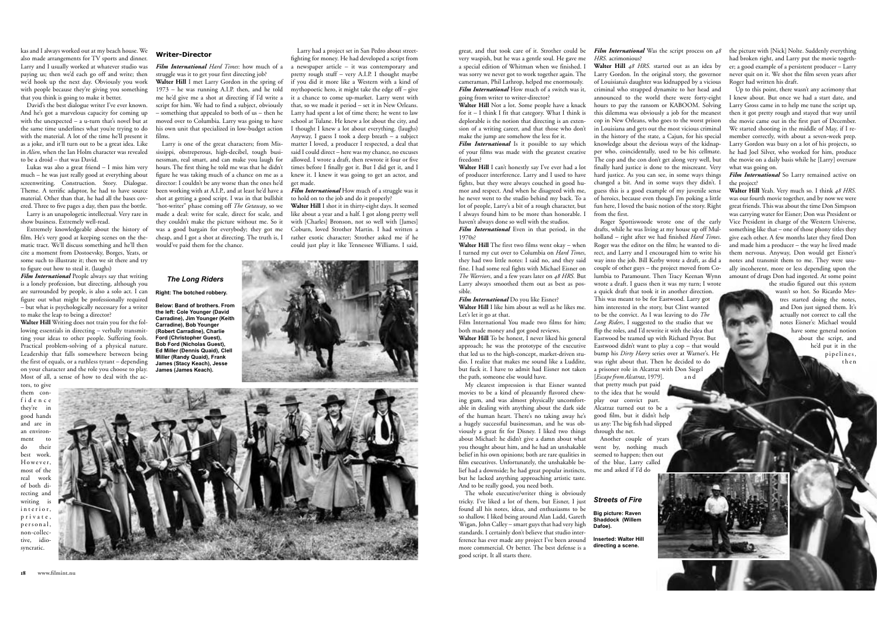kas and Lalways worked out at my beach house. We also made arrangements for TV sports and dinner Larry and I usually worked at whatever studio was paying us; then we'd each go off and write; then we'd hook up the next day. Obviously you work with people because they're giving you something that you think is going to make it better.

David's the best dialogue writer I've ever known. And he's got a marvelous canacity for coming up with the unexpected  $=$  a u-turn that's novel but at the same time underlines what you're trying to do with the material. A lot of the time he'll present it as a joke, and it'll turn out to be a great idea. Like in *Alien*, when the Ian Holm character was revealed to be a droid – that was David.

Lukas was also a great friend - I miss him very much – he was just really good at everything about screenwriting. Construction. Story. Dialogue. Theme. A terrific adaptor, he had to have source material. Other than that, he had all the bases covered. Three to five pages a day, then pass the bottle.

Larry is an unanologetic intellectual Very rare in show business. Extremely well-read.

Extremely knowledgeable about the history of film. He's very good at keeping scenes on the thematic tract. We'll discuss something and he'll then cite a moment from Dostoevsky. Borges, Yeats, or some such to illustrate it: then we sit there and try to figure out how to steal it. (laughs)

Film International People always say that writing is a lonely profession, but directing, although you are surrounded by people, is also a solo act. I can figure out what might be professionally required - but what is psychologically necessary for a writer to make the leap to being a director?

Walter Hill Writing does not train you for the following essentials in directing - verbally transmitting your ideas to other people. Suffering fools, Practical problem-solving of a physical nature. Leadership that falls somewhere between being the first of equals, or a ruthless tyrant – depending on your character and the role you choose to play. Most of all, a sense of how to deal with the ac tors, to give

them confidence they're in good hands and are in an environ ment  $\mathbf{r}$  $\overline{d}$ their best work However. most of the real work of both directing and writing is interior, private. personal. non-collective, idiosyncratic.

#### **Writer-Director**

Film International Hard Times: how much of a struggle was it to get your first directing job? Walter Hill I met Larry Gordon in the spring of 1973 - he was running A.I.P. then, and he told me he'd give me a shot at directing if I'd write a script for him. We had to find a subject, obviously  $-$  something that appealed to both of us – then he moved over to Columbia Larry was going to have his own unit that specialized in low-budget action  $films$ 

Larry is one of the great characters; from Mississippi, obstreperous, high-decibel, tough businessman, real smart, and can make you laugh for hours. The first thing he told me was that he didn't figure he was taking much of a chance on me as a director: Lcouldn't be any worse than the ones he'd been working with at A.I.P., and at least he'd have a shot at getting a good script. I was in that bullshit "hot-writer" phase coming off The Getaway, so we made a deal; write for scale direct for scale and they couldn't make the picture without me. So it was a good bargain for everybody; they got me cheap, and I got a shot at directing. The truth is, I would've paid them for the chance.

Larry had a project set in San Pedro about streetfighting for money. He had developed a script from  $a$  newspaper article – it was contemporary and pretty rough stuff - very A.I.P. I thought maybe if you did it more like a Western with a kind of mythopoetic hero, it might take the edge off - give it a chance to come up-market. Larry went with that, so we made it period  $-$  set it in New Orleans. Larry had spent a lot of time there: he went to law school at Tulane. He knew a lot about the city and I thought I knew a lot about everything. (laughs) Anyway, I guess I took a deep breath - a subject matter I loved, a producer I respected, a deal that said I could direct - here was my chance, no excuses allowed. I wrote a draft, then rewrote it four or five times before I finally got it. But I did get it, and I knew it. I knew it was going to get an actor, and get made

Film International How much of a struggle was it to hold on to the job and do it properly?

Walter Hill I shot it in thirty-eight days. It seemed like about a year and a half I got along pretty well with [Charles] Bronson, not so well with [James] Coburn, loved Strother Martin. I had written a rather exotic character: Strother asked me if he could just play it like Tennessee Williams, I said.

**The Long Riders** Right: The botched robbery.

Below: Band of brothers, From the left: Cole Younger (David Carradine), Jim Younger (Keith Carradine), Bob Younger (Robert Carradine), Charlie Ford (Christopher Guest). **Bob Ford (Nicholas Guest).** Ed Miller (Dennis Quaid). Clell Miller (Randy Quaid), Frank James (Stacy Keach), Jesse James (James Keach)



great, and that took care of it. Strother could be very waspish, but he was a gentle soul. He gave me a special edition of Whitman when we finished. I was sorry we never got to work together again. The cameraman, Phil Lathrop, helped me enormously. Film International How much of a switch was it. going from writer to writer-director?

Walter Hill Not a lot. Some people have a knack for it  $-1$  think I fit that category. What I think is deplorable is the notion that directing is an extension of a writing career, and that those who don't make the jump are somehow the less for it. Film International Is it possible to say which

of your films was made with the greatest creative freedom? Walter Hill I can't honestly say I've ever had a lot

of producer interference. Larry and I used to have fights, but they were always couched in good humor and respect. And when he disagreed with me. he never went to the studio behind my back. To a lot of people, Larry's a bit of a rough character, but I always found him to be more than honorable I haven't always done so well with the studios

Film International Even in that period, in the  $1970c$ 

Walter Hill The first two films went okay – when I turned my cut over to Columbia on *Hard Times*. they had two little notes: I said no, and they said fine. I had some real fights with Michael Eisner on The Warriors and a few years later on 48 HRS But Larry always smoothed them out as best as possible

Film International Do you like Eisner? Walter Hill I like him about as well as he likes me. Let's let it go at that.

Film International You made two films for him: both made money and got good reviews. Walter Hill To be honest I never liked his general

approach: he was the prototype of the executive that led us to the high-concept, market-driven studio. I realize that makes me sound like a Luddite. but fuck it. I have to admit had Eisner not taken the path, someone else would have.

My clearest impression is that Eisner wanted movies to be a kind of pleasantly flavored chewing gum, and was almost physically uncomfortable in dealing with anything about the dark side of the human heart. There's no taking away he's a hugely successful businessman, and he was obviously a great fit for Disney. I liked two things about Michael: he didn't give a damn about what vou thought about him and he had an unshakable belief in his own opinions: both are rare qualities in film executives. Unfortunately, the unshakable belief had a downside: he had great popular instincts but he lacked anything approaching artistic taste. And to be really good, you need both.

The whole executive/writer thing is obviously tricky. I've liked a lot of them, but Eisner. I just found all his notes, ideas, and enthusiasms to be so shallow. I liked being around Alan Ladd. Gareth Wigan, John Calley – smart guys that had very high standards. I certainly don't believe that studio interference has ever made any project I've been around more commercial. Or better. The best defense is a good script. It all starts there.

Film International Was the script process on  $48$ HRS. acrimonious?

Walter Hill 48 HRS, started out as an idea by Larry Gordon. In the original story, the governor of Louisiana's daughter was kidnanned by a vicious criminal who stranned dynamite to her head and announced to the world there were forty-eight hours to pay the ransom or KABOOM. Solving this dilemma was obviously a job for the meanest cop in New Orleans, who goes to the worst prison in Louisiana and gets out the most vicious criminal in the history of the state, a Caiun, for his special knowledge about the devious ways of the kidnapper who, coincidentally, used to be his cellmate. .<br>The cop and the con don't get along very well, but finally hard justice is done to the miscreant. Very hard justice. As you can see, in some ways things changed a bit. And in some ways they didn't. I guess this is a good example of my juvenile sense of heroics, because even though I'm poking a little fun here I loved the basic notion of the story Right from the first

drafts, while he was living at my house up off Mulholland – right after we had finished *Hard Times*. Roger was the editor on the film: he wanted to direct. and Larry and Lencouraged him to write his way into the iob. Bill Kerby wrote a draft, as did a couple of other guys - the project moved from Columbia to Paramount. Then Tracy Keenan Wynn wrote a draft. I guess then it was my turn: I wrote a quick draft that took it in another direction. This was meant to be for Eastwood. Larry got him interested in the story, but Clint wanted to be the convict. As I was leaving to do The

a prisoner role in Alcatraz with Don Siegel Escape from Alcatraz. 1979]  $2nd$ that pretty much put paid to the idea that he would Alcatraz turned out to be a

Another couple of years went by nothing much seemed to happen: then out

of the blue, Larry called me and asked if I'd do

# **Streets of Fire Big picture: Raven**

Shaddock (Willem Dafoe). **Inserted: Walter Hill** direction a scene

the picture with [Nick] Nolte. Suddenly everything had broken right, and Larry put the movie togeth er: a good example of a persistent producer  $-\tilde{L}$ arry

never quit on it. We shot the film seven years after

Up to this point, there wasn't any acrimony that

knew about. But once we had a start date, and

Larry Gross came in to help me tune the script up.

then it got pretty rough and staved that way until

the movie came out in the first part of December

We started shooting in the middle of May, if I re-

member correctly, with about a seven-week prep.

Larry Gordon was busy on a lot of his projects, so

he had Joel Silver, who worked for him, produce

the movie on a daily basis while he Harryl oversaw

Film International So Larry remained active on

Walter Hill Yeah. Very much so. I think 48 HRS

was our fourth movie together, and by now we were

great friends. This was about the time Don Simpson

 $\overline{\phantom{a}}$  the studio figured out this system

wasn't so hot. So Ricardo Mes-

tres started doing the notes,

and Don just signed them. It's

actually not correct to call the

notes Eisner's: Michael would

have some general notion

about the script and

he'd put it in the

pipelines.

then

Roger had written his draft.

what was going on.

the project?

was carrying water for Eisner: Don was President of Roger Spottiswoode wrote one of the early Vice President in charge of the Western Universe something like that  $-$  one of those phony titles they give each other. A few months later they fired Don and made him a producer – the way he lived made them nervous. Anyway. Don would get Eisner's notes and transmit them to me. They were usually incoherent, more or less depending upon the amount of drugs Don had ingested. At some point

Long Riders. I suggested to the studio that we flip the roles, and I'd rewrite it with the idea that Eastwood be teamed up with Richard Prvor, But Eastwood didn't want to play a cop - that would bump his *Dirty Harry* series over at Warner's. He was right about that. Then he decided to do



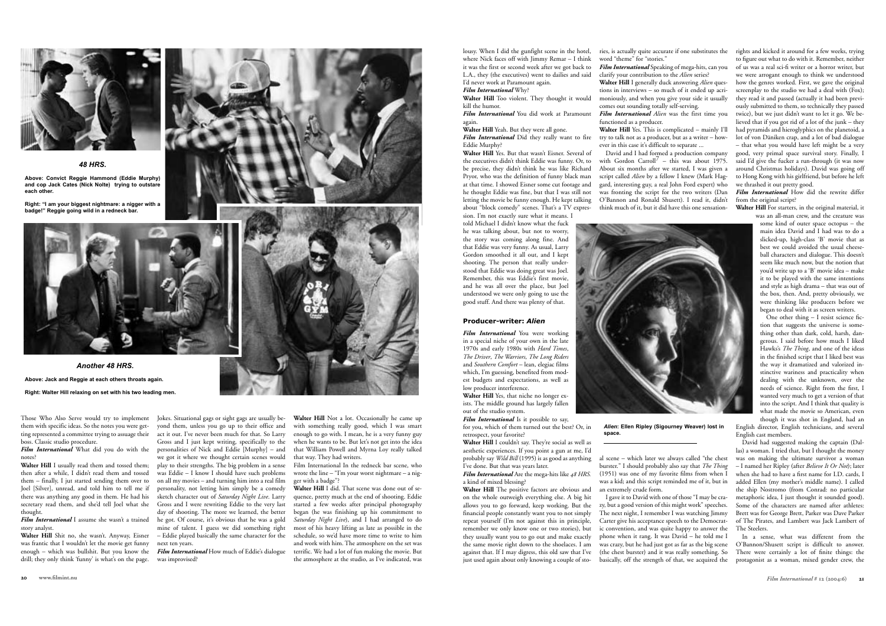

**AR HRS** 

Above: Convict Reggie Hammond (Eddie Murphy) and cop Jack Cates (Nick Nolte) trying to outstare

Right: "I am your biggest nightmare: a nigger with a hadge!" Reggie going wild in a redneck har



Another 48 HRS Above: Jack and Reggie at each others throats again Right: Walter Hill relaxing on set with his two leading men.

Those Who Also Serve would try to implement them with specific ideas. So the notes you were getting represented a committee trying to assuage their hoss Classic studio procedure

Film International What did you do with the notesi

Walter Hill I usually read them and tossed them then after a while. I didn't read them and tossed them - finally, I jut started sending them over to Joel [Silver], unread, and told him to tell me if there was anything any good in them. He had his secretary read them, and she'd tell Joel what she thought.

story analyst

Walter Hill Shit no, she wasn't, Anyway, Eisner was frantic that I wouldn't let the movie get funny  $enoub = which was hullshir. But you know the$ drill; they only think 'funny' is what's on the page. was improvised?

Jokes. Situational gags or sight gags are usually bevond them unless you go up to their office and act it out. I've never been much for that. So Larry Gross and I just kept writing, specifically to the personalities of Nick and Eddie  $[Murphv]$  = and we got it where we thought certain scenes would play to their strengths. The big problem in a sense was Eddie - I know I should have such problems on all my movies – and turning him into a real film personality, not letting him simply be a comedy sketch character out of *Saturday Night Live*. Larry Gross and I were rewriting Eddie to the very last day of shooting. The more we learned, the better Film International I assume she wasn't a trained he got. Of course, it's obvious that he was a gold mine of talent. I guess we did something right - Eddie played basically the same character for the next ten vegre

Film International How much of Eddie's dialogue

Walter Hill Not a lot. Occasionally he came up with something really good which I was smart  $\frac{1}{2}$  enough to go with. I mean, he is a very funny guy when he wants to be. But let's not get into the idea that William Powell and Myrna Lov really talked that way. They had writers.

Film International In the redneck bar scene, who wrote the line - "I'm your worst nightmare - a nigger with a badge"?

Walter Hill I did. That scene was done out of sequence, pretty much at the end of shooting. Eddie started a few weeks after principal photography began (he was finishing up his commitment to Saturday Night Live) and I had arranged to do most of his heavy lifting as late as possible in the schedule, so we'd have more time to write to him and work with him. The atmosphere on the set was terrific We had a lot of fun making the movie But the atmosphere at the studio as I've indicated was lousy. When I did the gunfight scene in the hotel, where Nick faces off with Jimmy Remar - I think it was the first or second week after we got back to L.A., they (the executives) went to dailies and said I'd never work at Paramount again. Film International Why?

Walter Hill Too violent. They thought it would **bill** the humor Eilen International Vou did work at Paramount

 $\overline{1}$ 

Walter Hill Yeah. But they were all gone. Film International Did they really want to fire Eddie Murphy?

Walter Hill Yes. But that wasn't Eisner. Several of the executives didn't think Eddie was funny. Or, to be precise, they didn't think he was like Richard Prvor, who was the definition of funny black man at that time. I showed Eisner some cut footage and he thought Eddie was fine, but that I was still not letting the movie be funny enough. He kept talking about "block comedy" scenes. That's a TV expression. I'm not exactly sure what it means. I

told Michael I didn't know what the fuck he was talking about, but not to worry. the story was coming along fine. And that Eddie was very funny. As usual, Larry Gordon smoothed it all out, and I kept shooting. The person that really undershooting. The real relationship of the stood that Eddie was doing great was Joel Remember this was Eddie's first movie and he was all over the place, but Joel understood we were only going to use the good stuff. And there was plenty of that.

### **Producer-writer: Alien**

Film International You were working in a special niche of your own in the late 1970s and early 1980s with *Hard Times* The Driver The Warriors The Long Riders and *Southern Comfort* – lean, elegiac films which, I'm guessing, benefited from modest budgets and expectations, as well as low producer interference.

Walter Hill Yes, that niche no longer exists. The middle ground has largely faller out of the studio system.

Film International Is it possible to sav. for you, which of them turned out the best? Or, in retrospect, your favorite?

Walter Hill I couldn't say. They're social as well as aesthetic experiences. If you point a gun at me. I'd probably say Wild Bill (1995) is as good as anything T've done. But that was vears later.

Film International Are the mega-hits like 48 HRS a kind of mixed blessing?

Walter Hill The positive factors are obvious and on the whole outweigh everything else. A big hit allows you to go forward, keep working. But the financial people constantly want you to not simply repeat vourself (I'm not against this in principle. remember we only know one or two stories), but they usually want you to go out and make exactly the same movie right down to the shoelaces. I am against that. If I may digress, this old saw that I've just used again about only knowing a couple of sto-

ries, is actually quite accurate if one substitutes the word "theme" for "stories." Film International Speaking of mega-hits, can you

clarify your contribution to the Alien series? Walter Hill I generally duck answering Alien ques tions in interviews - so much of it ended up acrimoniously, and when you give your side it usually comes out sounding totally self-serving. Eilm International Alien was the first time you

functioned as a producer Walter Hill Yes. This is complicated = mainly I'll try to talk not as a producer, but as a writer – however in this case it's difficult to separate...

David and I had formed a production company with Gordon Carroll<sup>7</sup> = this was about 1975. About six months after we started. I was given a script called *Alien* by a fellow I knew (Mark Haggard, interesting guy, a real John Ford expert) who was fronting the script for the two writers (Dan O'Bannon and Ronald Shusett). I read it, didn't think much of it, but it did have this one sensation-



Alien: Ellen Ripley (Sigourney Weaver) lost in  $00200$ 

al scene – which later we always called "the chest burster." I should probably also say that *The Thing*  $(1951)$  was one of my favorite films from when  $\tilde{I}$ was a kid: and this script reminded me of it, but in an extremely crude form.

I gave it to David with one of those "I may be crazy, but a good version of this might work" speeches. The next night, I remember I was watching Jimmy Carter give his acceptance speech to the Democratic convention, and was quite happy to answer the phone when it rang. It was  $David -$  he told me I was crazy, but he had just got as far as the big scene O'Bannon/Shusett script is difficult to answer. (the chest burster) and it was really something. So basically off the strength of that we acquired the

rights and kicked it around for a few weeks, trying to figure out what to do with it. Remember, neither of us was a real sci-fi writer or a horror writer, but we were arrogant enough to think we understood how the genres worked. First, we gave the original screenplay to the studio we had a deal with (Fox): they read it and passed (actually it had been previously submitted to them, so technically they passed twice) but we just didn't want to let it go. We believed that if you got rid of a lot of the junk  $=$  they had pyramids and hieroglyphics on the planetoid, a lot of von Däniken crap, and a lot of bad dialogue  $=$  that what you would have left might be a very good, very primal space survival story. Finally, I said I'd give the fucker a run-through (it was now around Christmas holidays). David was going off to Hong Kong with his girlfriend, but before he left we thrashed it out pretty good.

Film International How did the rewrite diffe from the original script?

Walter Hill For starters, in the original material, it

was an all-man crew and the creature was some kind of outer space octopus  $=$  the main idea David and I had was to do a slicked-up, high-class 'B' movie that as best we could avoided the usual cheeseball characters and dialogue. This doesn't seem like much now, but the notion that vou'd write up to a 'B' movie idea – make it to be played with the same intentions and style as high drama - that was out of the box, then. And, pretty obviously, we were thinking like producers before we began to deal with it as screen writers.

One other thing  $-1$  resist science fiction that suggests the universe is some thing other than dark, cold, harsh, dangerous. I said before how much I liked Hawks's *The Thing* and one of the ideas in the finished script that I liked best was the way it dramatized and valorized instinctive wariness and practicality when dealing with the unknown, over the needs of science. Right from the first. I wanted very much to get a version of that into the script. And I think that quality is what made the movie so American, even though it was shot in England, had an

English director, English technicians, and several English cast members.

David had suggested making the captain (Dallas) a woman I tried that but I thought the money was on making the ultimate survivor a woman  $-$  I named her Ripley (after *Believe It Or Not*): later when she had to have a first name for ID cards 1 added Ellen (my mother's middle name). I called the ship Nostromo (from Conrad: no particular metaphoric idea. I just thought it sounded good). Some of the characters are named after athletes Brett was for George Brett, Parker was Dave Parker of The Pirates, and Lambert was Jack Lambert of The Creelers

In a sense, what was different from the There were certainly a lot of finite things: the protagonist as a woman, mixed gender crew, the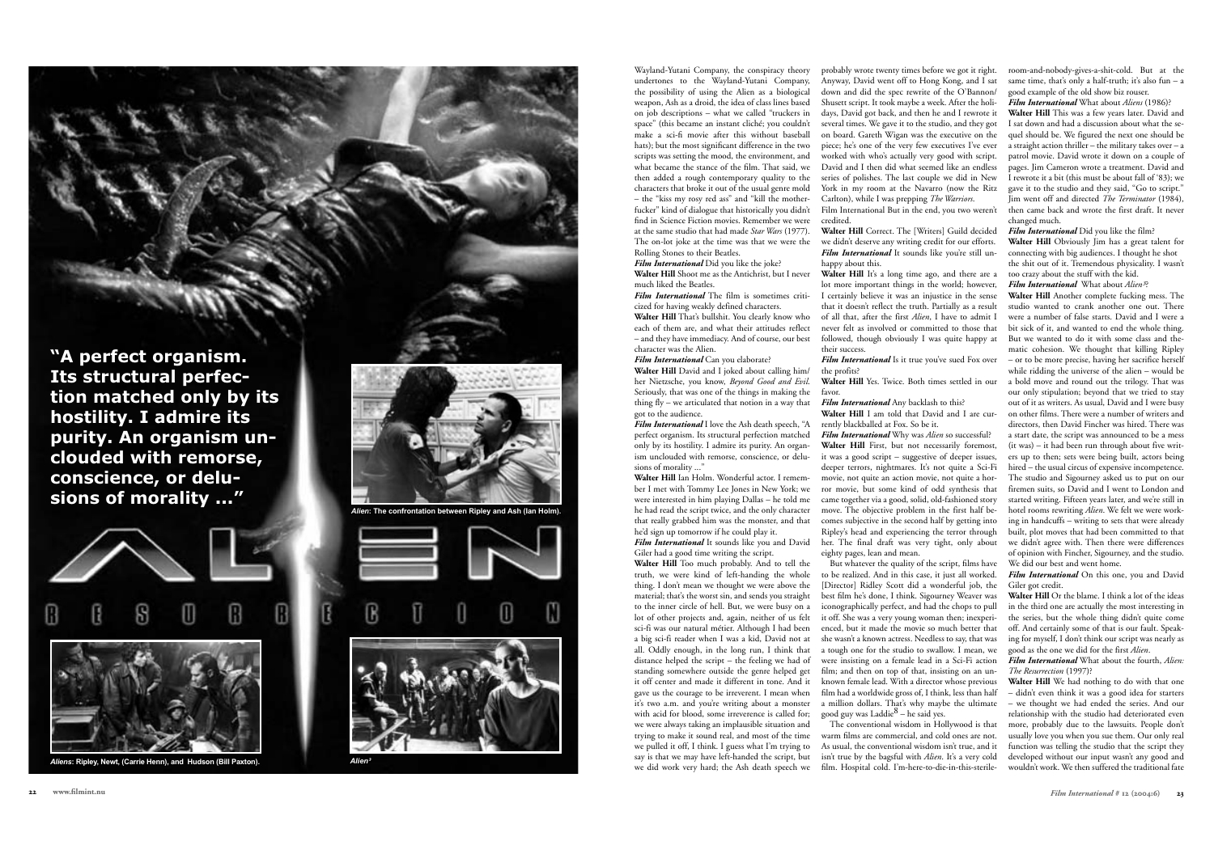"A perfect organism. **Its structural perfec**tion matched only by its hostility. I admire its purity. An organism unclouded with remorse, conscience, or delusions of morality ..."



Aliens: Ripley, Newt, (Carrie Henn), and Hudson (Bill Paxton)

22 www.filmint.nu



Alien: The confrontation between Ripley and Ash (lan Holm)



Wayland-Yutani Company, the conspiracy theory undertones to the Wayland-Yutani Company. the possibility of using the Alien as a biological weapon. Ash as a droid, the idea of class lines based on iob descriptions - what we called "truckers in space" (this became an instant cliché; vou couldn't make a sci-fi movie after this without baseball hats); but the most significant difference in the two scripts was setting the mood the environment and what became the stance of the film That said we then added a rough contemporary quality to the characters that broke it out of the usual genre mold  $=$  the "kiss my rosy red ass" and "kill the motherfucker" kind of dialogue that historically you didn't find in Science Fiction movies. Remember we were at the same studio that had made Star Wars (1977). The on-lot joke at the time was that we were the Rolling Stones to their Beatles

Film International Did you like the joke? Walter Hill Shoot me as the Antichrist, but I never much liked the Beatles

Film International The film is sometimes criticized for having weakly defined characters. Walter Hill That's bullshit You clearly know who

each of them are and what their attitudes reflect  $=$  and they have immediacy. And of course, our best character was the Alien. Film International Can you elaborate?

Walter Hill David and I joked about calling him/ her Nietzsche, vou know. Bevand Good and Fuil. Seriously, that was one of the things in making the thing  $fly = we$  articulated that notion in a way that got to the audience.

Film International I love the Ash death speech. "A perfect organism. Its structural perfection matched only by its hostility. I admire its purity. An organism unclouded with remorse conscience or delusions of morality

Walter Hill Ian Holm Wonderful actor I remember I met with Tommy Lee Jones in New York: we were interested in him playing Dallas - he told me he had read the script twice, and the only character that really grabbed him was the monster, and that he'd sign up tomorrow if he could play it. Film International It sounds like you and David

Giler had a good time writing the script. Walter Hill Too much probably. And to tell the

truth, we were kind of left-handing the whole thing. I don't mean we thought we were above the material: that's the worst sin, and sends you straight to the inner circle of hell. But, we were busy on a lot of other projects and again neither of us felt sci-fi was our natural métier. Although I had been a big sci-fi reader when I was a kid. David not at all Oddly enough in the long run I think that distance helped the script - the feeling we had of standing somewhere outside the genre helped get it off center and made it different in tone. And it gave us the courage to be irreverent. I mean when it's two a.m. and you're writing about a monster with acid for blood, some irreverence is called for: we were always taking an implausible situation and trying to make it sound real, and most of the time we pulled it off. I think. I guess what I'm trying to say is that we may have left-handed the script, but

probably wrote twenty times before we got it right. Anyway. David went off to Hong Kong, and Lsat down and did the spec rewrite of the O'Bannon/ Shusett script. It took maybe a week. After the holidays, David got back, and then he and I rewrote it several times. We gave it to the studio, and they got on board. Gareth Wigan was the executive on the piece: he's one of the very few executives I've ever worked with who's actually very good with script. David and I then did what seemed like an endless series of polishes. The last couple we did in New York in my room at the Navarro (now the Ritz Carlton), while I was prepping The Warriors. Film International But in the end, you two weren't credited

Walter Hill Correct. The [Writers] Guild decided we didn't deserve any writing credit for our efforts. Film International It sounds like vou're still unhappy about this.

Walter Hill It's a long time ago, and there are a lot more important things in the world: however. I certainly believe it was an injustice in the sense that it doesn't reflect the truth Partially as a result of all that after the first Alien I have to admit I never felt as involved or committed to those that followed, though obviously I was quite happy at But we wanted to do it with some class and thetheir success

Film International Is it true vou've sued Fox over the profits?

Water Hill Ves Twice, Both times settled in our  $f<sub>avor</sub>$ 

#### Film International Any backlash to this? Walter Hill I am told that David and I are cur-

rently blackballed at Fox. So be it Film International Why was Alien so successful!

Walter Hill First, but not necessarily foremost, it was a good script – suggestive of deeper issues, deeper terrors nightmares. It's not quite a Sci-Fi movie not quite an action movie not quite a horror movie but some kind of odd synthesis that came together via a good, solid, old-fashioned story move. The objective problem in the first half becomes subjective in the second half by getting into Ripley's head and experiencing the terror through her. The final draft was very tight, only about we didn't agree with. Then there were differences eighty pages, lean and mean.

But whatever the quality of the script, films have to be realized. And in this case, it just all worked. [Director] Ridley Scott did a wonderful job, the best film he's done, I think. Sigourney Weaver was iconographically perfect, and had the chops to pull  $\frac{1}{2}$  it off. She was a very voung woman then inexperienced but it made the movie so much better that she wasn't a known actress. Needless to say, that was a tough one for the studio to swallow I mean we were insisting on a female lead in a Sci-Fi action film; and then on top of that, insisting on an unknown female lead. With a director whose previous film had a worldwide gross of. I think, less than half a million dollars. That's why maybe the ultimate good guy was Laddie<sup>8</sup> – he said ves

The conventional wisdom in Hollywood is that warm films are commercial, and cold ones are not. As usual, the conventional wisdom isn't true, and it isn't true by the bagsful with *Alien*. It's a very cold we did work very hard; the Ash death speech we film. Hospital cold. I'm-here-to-die-in-this-sterile-

room-and-nobody-gives-a-shit-cold. But at the same time, that's only a half-truth: it's also fun = a good example of the old show biz rouser.

Film International What about Aliens (1986): Walter Hill This was a few years later. David and I sat down and had a discussion about what the sequel should be. We figured the next one should be  $\frac{1}{2}$  a straight action thriller – the military takes over – a patrol movie David wrote it down on a couple of r<br>nages. Iim Cameron wrote a treatment. David and I rewrote it a bit (this must be about fall of '83): we gave it to the studio and they said. "Go to script."  $\frac{5}{1}$  im went off and directed *The Terminator* (1984) then came back and wrote the first draft. It never changed much.

Film International Did you like the film?

Walter Hill Obviously Jim has a great talent for connecting with big audiences. I thought he shot the shit out of it. Tremendous physicality. I wasn't too crazy about the stuff with the kid.

Film International What about Alien<sup>3</sup>?

Walter Hill Another complete fucking mess The studio wanted to crank another one out. There were a number of false starts. David and I were a bit sick of it, and wanted to end the whole thing matic cohesion. We thought that killing Ripley  $=$  or to be more precise, having her sacrifice herself while ridding the universe of the alien - would be a bold move and round out the trilogy. That was our only stipulation: beyond that we tried to stay out of it as writers. As usual, David and I were busy on other films. There were a number of writers and directors, then David Fincher was hired. There was a start date, the script was announced to be a mess (it was) - it had been run through about five writers up to then; sets were being built, actors being hired – the usual circus of expensive incompetence The studio and Sigourney asked us to put on our firemen suits, so David and I went to London and started writing. Fifteen years later, and we're still in hotel rooms rewriting *Alien*. We felt we were working in handcuffs = writing to sets that were already built, plot moves that had been committed to that of opinion with Fincher. Sigourney, and the studio. We did our best and went home. Film International On this one, you and David

Giler got credit.

Walter Hill Or the blame. I think a lot of the ideas in the third one are actually the most interesting in the series but the whole thing didn't quite come off. And certainly some of that is our fault. Speaking for myself. I don't think our script was nearly as good as the one we did for the first Alien

Film International What about the fourth. Alien The Resurrection (1997)?

Walter Hill We had nothing to do with that one  $=$  didn't even think it was a good idea for starters - we thought we had ended the series. And out relationship with the studio had deteriorated even more, probably due to the lawsuits. People don't  $\frac{1}{2}$  usually love you when you sue them. Our only real function was telling the studio that the script they developed without our input wasn't any good and wouldn't work We then suffered the traditional fate